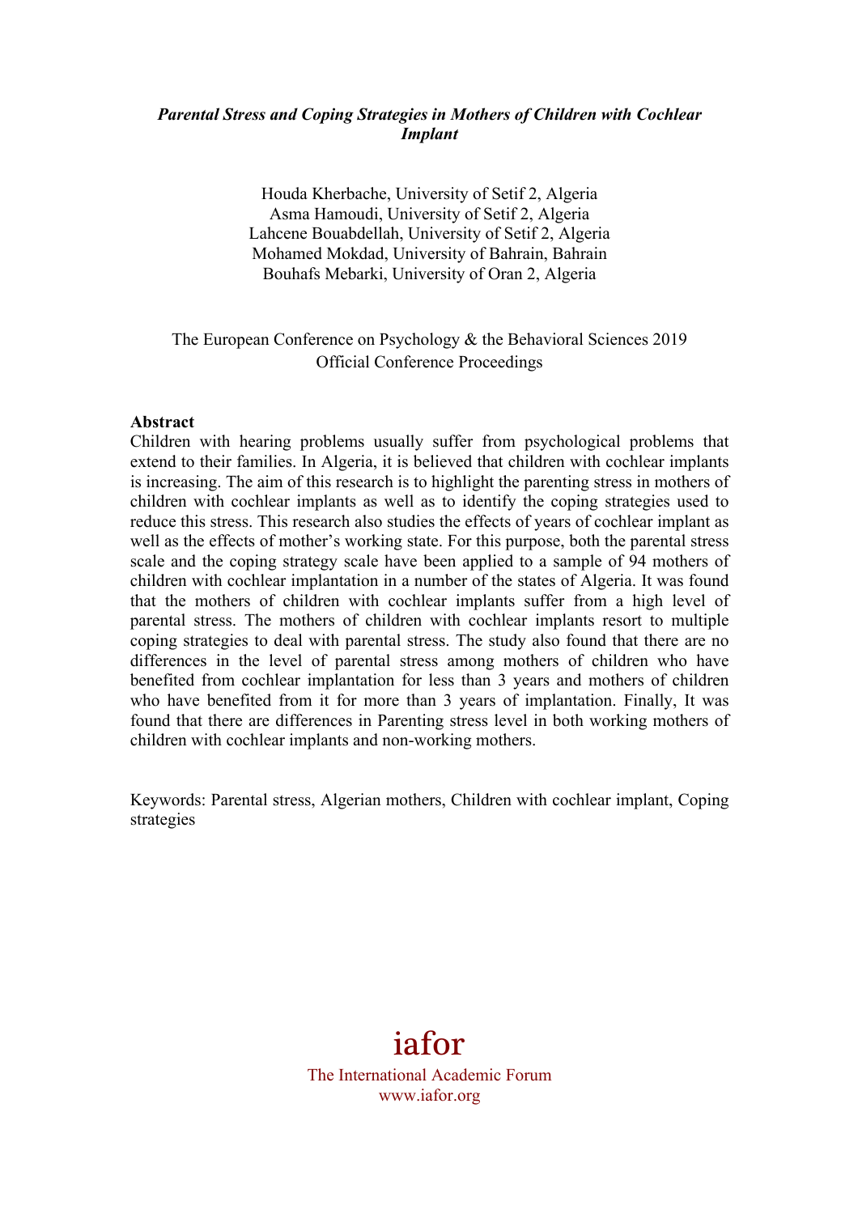*Parental Stress and Coping Strategies in Mothers of Children with Cochlear Implant*

Houda Kherbache, University of Setif 2, Algeria
Asma Hamoudi, University of Setif 2, Algeria
Lahcene Bouabdellah, University of Setif 2, Algeria
Mohamed Mokdad, University of Bahrain, Bahrain
Bouhafs Mebarki, University of Oran 2, Algeria

The European Conference on Psychology & the Behavioral Sciences 2019
Official Conference Proceedings

**Abstract**

Children with hearing problems usually suffer from psychological problems that extend to their families. In Algeria, it is believed that children with cochlear implants is increasing. The aim of this research is to highlight the parenting stress in mothers of children with cochlear implants as well as to identify the coping strategies used to reduce this stress. This research also studies the effects of years of cochlear implant as well as the effects of mother's working state. For this purpose, both the parental stress scale and the coping strategy scale have been applied to a sample of 94 mothers of children with cochlear implantation in a number of the states of Algeria. It was found that the mothers of children with cochlear implants suffer from a high level of parental stress. The mothers of children with cochlear implants resort to multiple coping strategies to deal with parental stress. The study also found that there are no differences in the level of parental stress among mothers of children who have benefited from cochlear implantation for less than 3 years and mothers of children who have benefited from it for more than 3 years of implantation. Finally, It was found that there are differences in Parenting stress level in both working mothers of children with cochlear implants and non-working mothers.

Keywords: Parental stress, Algerian mothers, Children with cochlear implant, Coping strategies

iafor
The International Academic Forum
www.iafor.org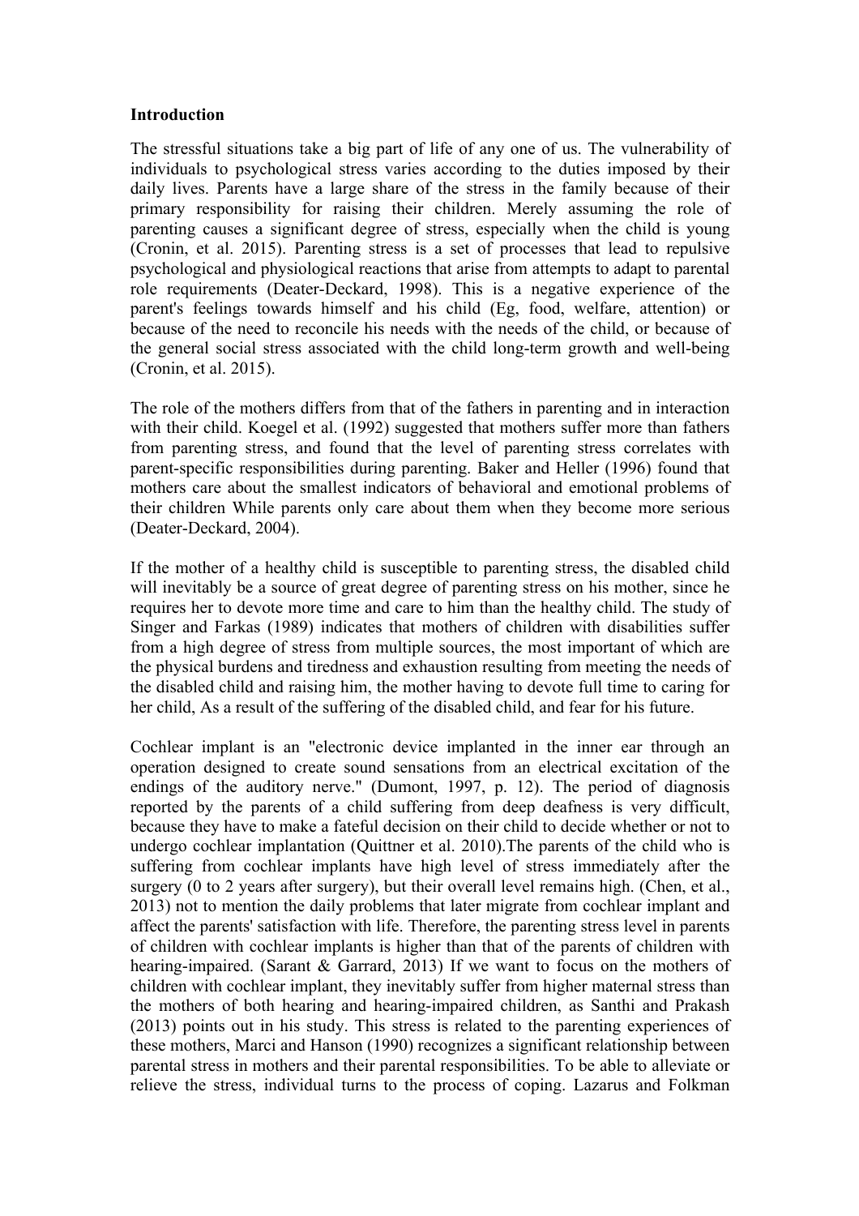**Introduction**

The stressful situations take a big part of life of any one of us. The vulnerability of individuals to psychological stress varies according to the duties imposed by their daily lives. Parents have a large share of the stress in the family because of their primary responsibility for raising their children. Merely assuming the role of parenting causes a significant degree of stress, especially when the child is young (Cronin, et al. 2015). Parenting stress is a set of processes that lead to repulsive psychological and physiological reactions that arise from attempts to adapt to parental role requirements (Deater-Deckard, 1998). This is a negative experience of the parent's feelings towards himself and his child (Eg, food, welfare, attention) or because of the need to reconcile his needs with the needs of the child, or because of the general social stress associated with the child long-term growth and well-being (Cronin, et al. 2015).

The role of the mothers differs from that of the fathers in parenting and in interaction with their child. Koegel et al. (1992) suggested that mothers suffer more than fathers from parenting stress, and found that the level of parenting stress correlates with parent-specific responsibilities during parenting. Baker and Heller (1996) found that mothers care about the smallest indicators of behavioral and emotional problems of their children While parents only care about them when they become more serious (Deater-Deckard, 2004).

If the mother of a healthy child is susceptible to parenting stress, the disabled child will inevitably be a source of great degree of parenting stress on his mother, since he requires her to devote more time and care to him than the healthy child. The study of Singer and Farkas (1989) indicates that mothers of children with disabilities suffer from a high degree of stress from multiple sources, the most important of which are the physical burdens and tiredness and exhaustion resulting from meeting the needs of the disabled child and raising him, the mother having to devote full time to caring for her child, As a result of the suffering of the disabled child, and fear for his future.

Cochlear implant is an "electronic device implanted in the inner ear through an operation designed to create sound sensations from an electrical excitation of the endings of the auditory nerve." (Dumont, 1997, p. 12). The period of diagnosis reported by the parents of a child suffering from deep deafness is very difficult, because they have to make a fateful decision on their child to decide whether or not to undergo cochlear implantation (Quittner et al. 2010).The parents of the child who is suffering from cochlear implants have high level of stress immediately after the surgery (0 to 2 years after surgery), but their overall level remains high. (Chen, et al., 2013) not to mention the daily problems that later migrate from cochlear implant and affect the parents' satisfaction with life. Therefore, the parenting stress level in parents of children with cochlear implants is higher than that of the parents of children with hearing-impaired. (Sarant & Garrard, 2013) If we want to focus on the mothers of children with cochlear implant, they inevitably suffer from higher maternal stress than the mothers of both hearing and hearing-impaired children, as Santhi and Prakash (2013) points out in his study. This stress is related to the parenting experiences of these mothers, Marci and Hanson (1990) recognizes a significant relationship between parental stress in mothers and their parental responsibilities. To be able to alleviate or relieve the stress, individual turns to the process of coping. Lazarus and Folkman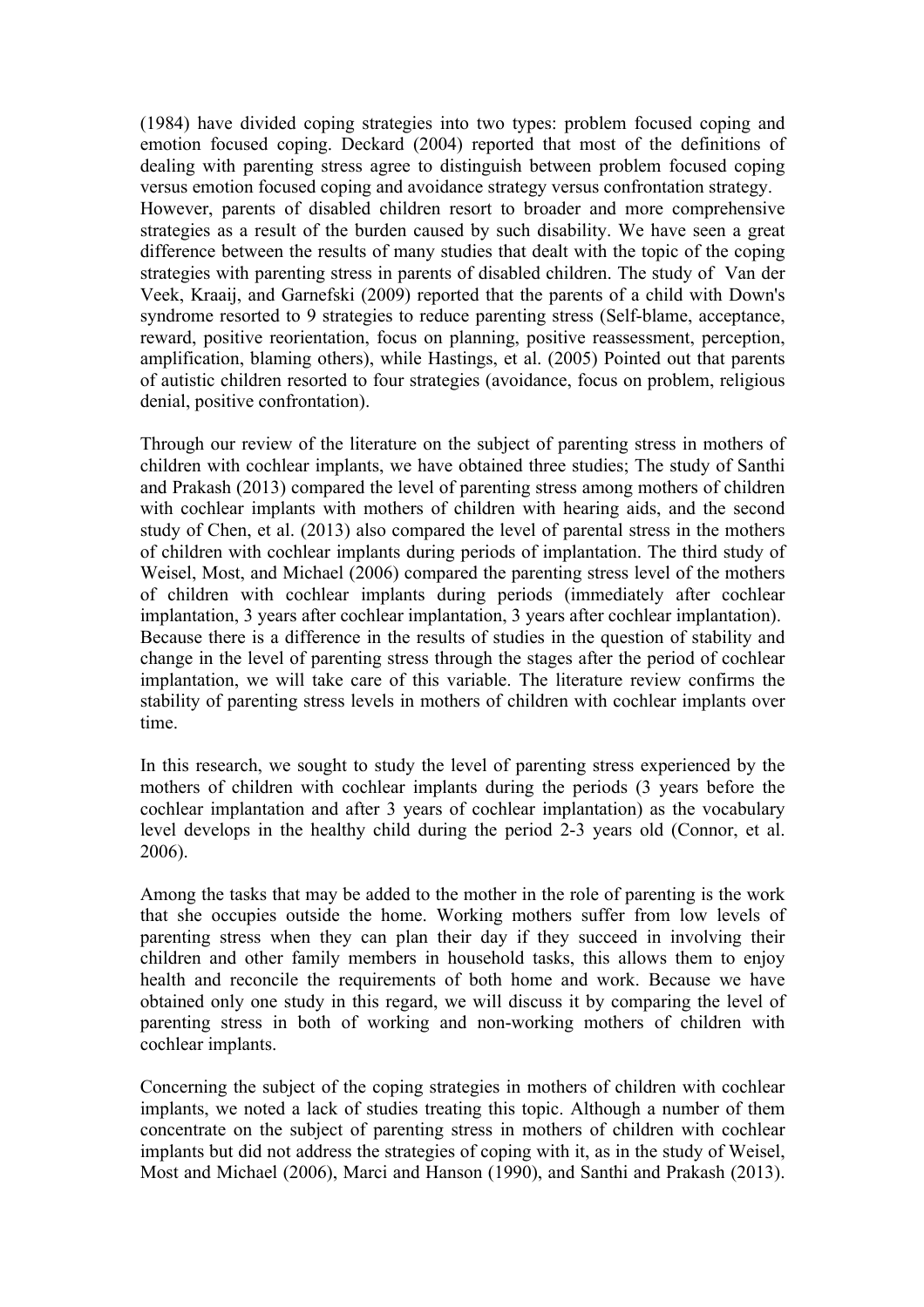(1984) have divided coping strategies into two types: problem focused coping and emotion focused coping. Deckard (2004) reported that most of the definitions of dealing with parenting stress agree to distinguish between problem focused coping versus emotion focused coping and avoidance strategy versus confrontation strategy. However, parents of disabled children resort to broader and more comprehensive strategies as a result of the burden caused by such disability. We have seen a great difference between the results of many studies that dealt with the topic of the coping strategies with parenting stress in parents of disabled children. The study of Van der Veek, Kraaij, and Garnefski (2009) reported that the parents of a child with Down's syndrome resorted to 9 strategies to reduce parenting stress (Self-blame, acceptance, reward, positive reorientation, focus on planning, positive reassessment, perception, amplification, blaming others), while Hastings, et al. (2005) Pointed out that parents of autistic children resorted to four strategies (avoidance, focus on problem, religious denial, positive confrontation).

Through our review of the literature on the subject of parenting stress in mothers of children with cochlear implants, we have obtained three studies; The study of Santhi and Prakash (2013) compared the level of parenting stress among mothers of children with cochlear implants with mothers of children with hearing aids, and the second study of Chen, et al. (2013) also compared the level of parental stress in the mothers of children with cochlear implants during periods of implantation. The third study of Weisel, Most, and Michael (2006) compared the parenting stress level of the mothers of children with cochlear implants during periods (immediately after cochlear implantation, 3 years after cochlear implantation, 3 years after cochlear implantation). Because there is a difference in the results of studies in the question of stability and change in the level of parenting stress through the stages after the period of cochlear implantation, we will take care of this variable. The literature review confirms the stability of parenting stress levels in mothers of children with cochlear implants over time.

In this research, we sought to study the level of parenting stress experienced by the mothers of children with cochlear implants during the periods (3 years before the cochlear implantation and after 3 years of cochlear implantation) as the vocabulary level develops in the healthy child during the period 2-3 years old (Connor, et al. 2006).

Among the tasks that may be added to the mother in the role of parenting is the work that she occupies outside the home. Working mothers suffer from low levels of parenting stress when they can plan their day if they succeed in involving their children and other family members in household tasks, this allows them to enjoy health and reconcile the requirements of both home and work. Because we have obtained only one study in this regard, we will discuss it by comparing the level of parenting stress in both of working and non-working mothers of children with cochlear implants.

Concerning the subject of the coping strategies in mothers of children with cochlear implants, we noted a lack of studies treating this topic. Although a number of them concentrate on the subject of parenting stress in mothers of children with cochlear implants but did not address the strategies of coping with it, as in the study of Weisel, Most and Michael (2006), Marci and Hanson (1990), and Santhi and Prakash (2013).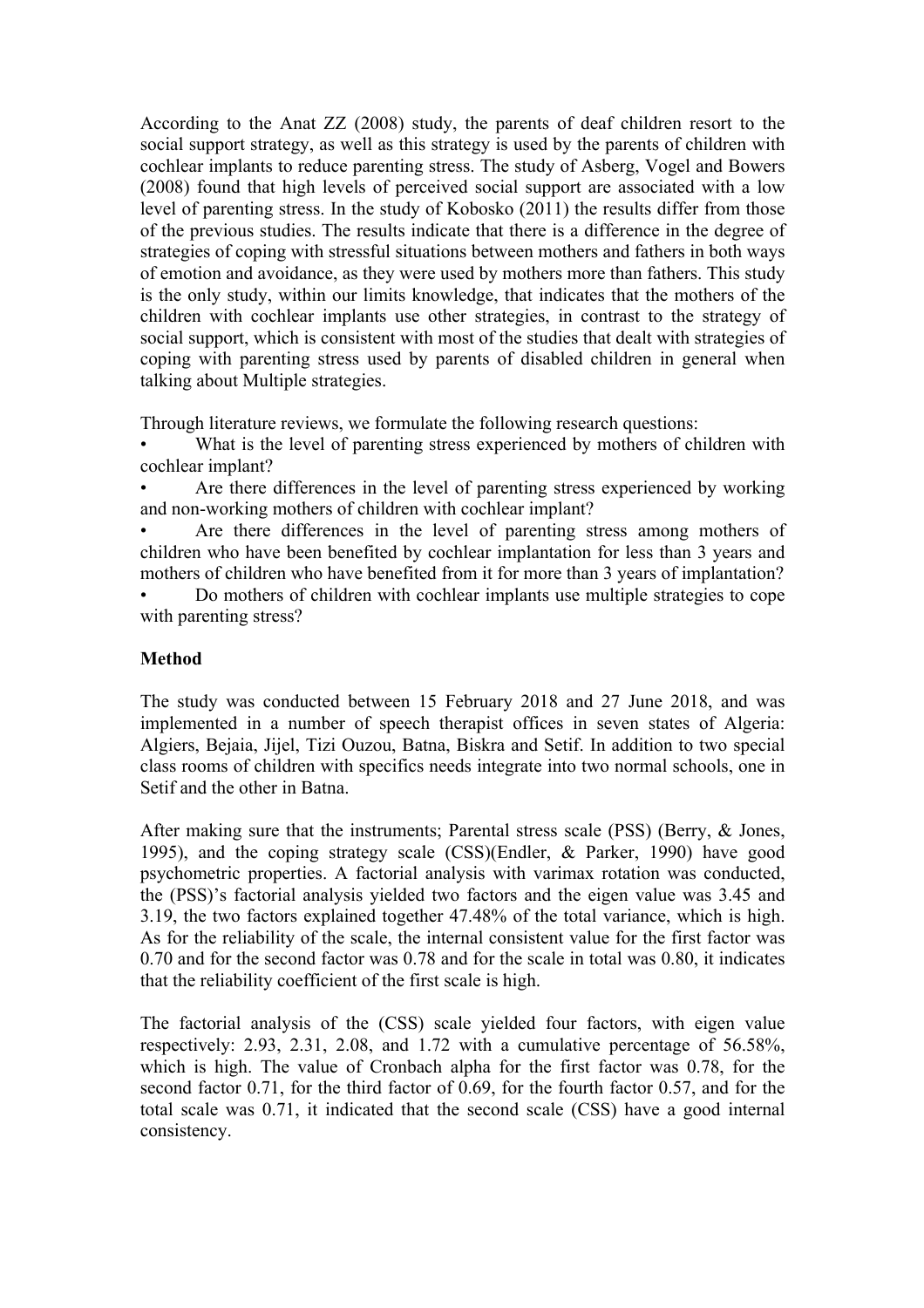According to the Anat ZZ (2008) study, the parents of deaf children resort to the social support strategy, as well as this strategy is used by the parents of children with cochlear implants to reduce parenting stress. The study of Asberg, Vogel and Bowers (2008) found that high levels of perceived social support are associated with a low level of parenting stress. In the study of Kobosko (2011) the results differ from those of the previous studies. The results indicate that there is a difference in the degree of strategies of coping with stressful situations between mothers and fathers in both ways of emotion and avoidance, as they were used by mothers more than fathers. This study is the only study, within our limits knowledge, that indicates that the mothers of the children with cochlear implants use other strategies, in contrast to the strategy of social support, which is consistent with most of the studies that dealt with strategies of coping with parenting stress used by parents of disabled children in general when talking about Multiple strategies.

Through literature reviews, we formulate the following research questions:

- What is the level of parenting stress experienced by mothers of children with cochlear implant?
- Are there differences in the level of parenting stress experienced by working and non-working mothers of children with cochlear implant?
- Are there differences in the level of parenting stress among mothers of children who have been benefited by cochlear implantation for less than 3 years and mothers of children who have benefited from it for more than 3 years of implantation?
- Do mothers of children with cochlear implants use multiple strategies to cope with parenting stress?

## Method

The study was conducted between 15 February 2018 and 27 June 2018, and was implemented in a number of speech therapist offices in seven states of Algeria: Algiers, Bejaia, Jijel, Tizi Ouzou, Batna, Biskra and Setif. In addition to two special class rooms of children with specifics needs integrate into two normal schools, one in Setif and the other in Batna.

After making sure that the instruments; Parental stress scale (PSS) (Berry, & Jones, 1995), and the coping strategy scale (CSS)(Endler, & Parker, 1990) have good psychometric properties. A factorial analysis with varimax rotation was conducted, the (PSS)'s factorial analysis yielded two factors and the eigen value was 3.45 and 3.19, the two factors explained together 47.48% of the total variance, which is high. As for the reliability of the scale, the internal consistent value for the first factor was 0.70 and for the second factor was 0.78 and for the scale in total was 0.80, it indicates that the reliability coefficient of the first scale is high.

The factorial analysis of the (CSS) scale yielded four factors, with eigen value respectively: 2.93, 2.31, 2.08, and 1.72 with a cumulative percentage of 56.58%, which is high. The value of Cronbach alpha for the first factor was 0.78, for the second factor 0.71, for the third factor of 0.69, for the fourth factor 0.57, and for the total scale was 0.71, it indicated that the second scale (CSS) have a good internal consistency.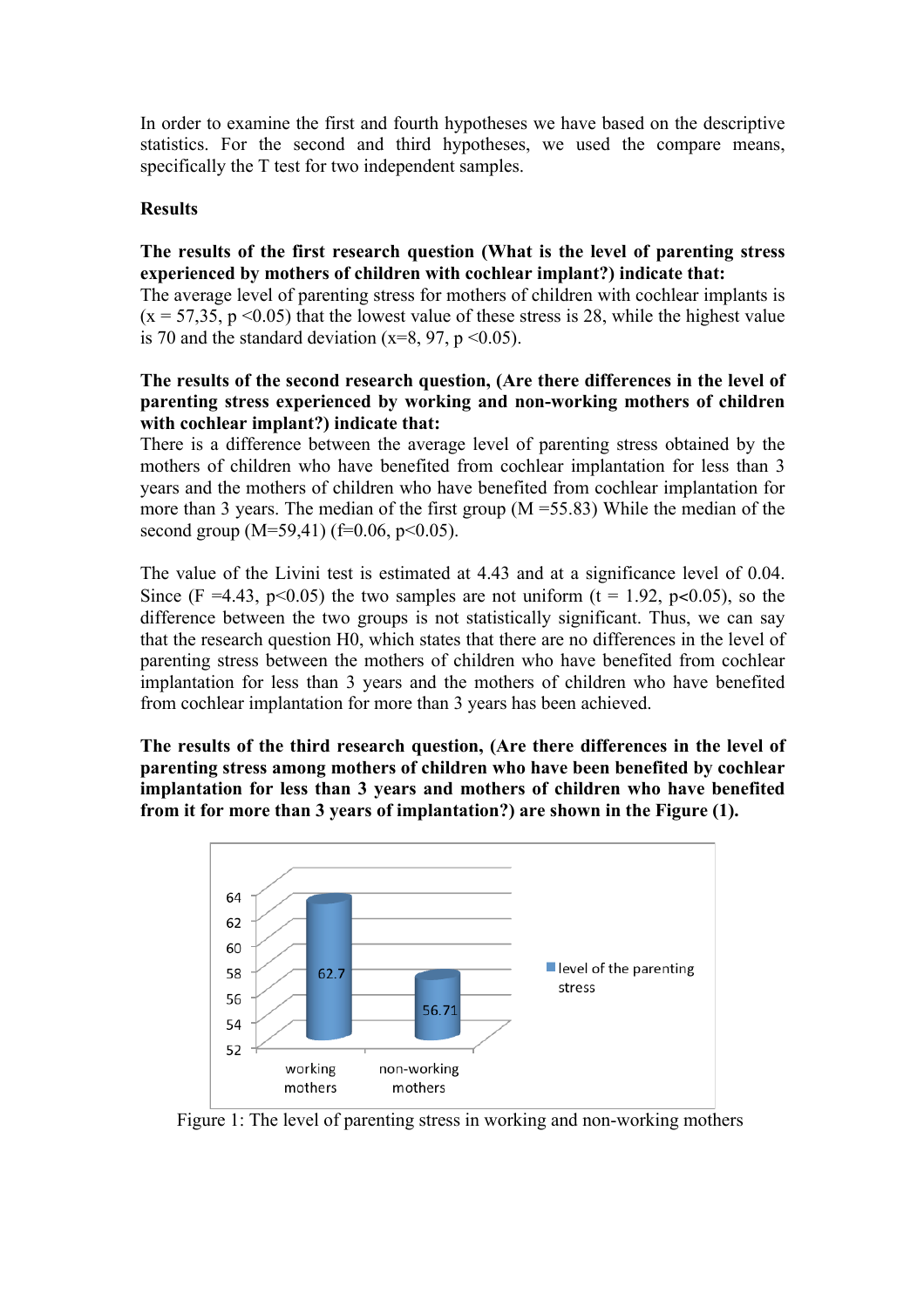In order to examine the first and fourth hypotheses we have based on the descriptive statistics. For the second and third hypotheses, we used the compare means, specifically the T test for two independent samples.

**Results**

**The results of the first research question (What is the level of parenting stress experienced by mothers of children with cochlear implant?) indicate that:**
The average level of parenting stress for mothers of children with cochlear implants is ($x$ = 57,35, $p < 0.05$) that the lowest value of these stress is 28, while the highest value is 70 and the standard deviation ($x$=8, 97, $p < 0.05$).

**The results of the second research question, (Are there differences in the level of parenting stress experienced by working and non-working mothers of children with cochlear implant?) indicate that:**
There is a difference between the average level of parenting stress obtained by the mothers of children who have benefited from cochlear implantation for less than 3 years and the mothers of children who have benefited from cochlear implantation for more than 3 years. The median of the first group ($M$ =55.83) While the median of the second group ($M$=59,41) ($f$=0.06, $p < 0.05$).

The value of the Livini test is estimated at 4.43 and at a significance level of 0.04. Since ($F$ =4.43, $p < 0.05$) the two samples are not uniform ($t$ = 1.92, $p < 0.05$), so the difference between the two groups is not statistically significant. Thus, we can say that the research question H0, which states that there are no differences in the level of parenting stress between the mothers of children who have benefited from cochlear implantation for less than 3 years and the mothers of children who have benefited from cochlear implantation for more than 3 years has been achieved.

**The results of the third research question, (Are there differences in the level of parenting stress among mothers of children who have been benefited by cochlear implantation for less than 3 years and mothers of children who have benefited from it for more than 3 years of implantation?) are shown in the Figure (1).**

| | level of the parenting stress |
| --- | --- |
| working mothers | 62.7 |
| non-working mothers | 56.71 |

Figure 1: The level of parenting stress in working and non-working mothers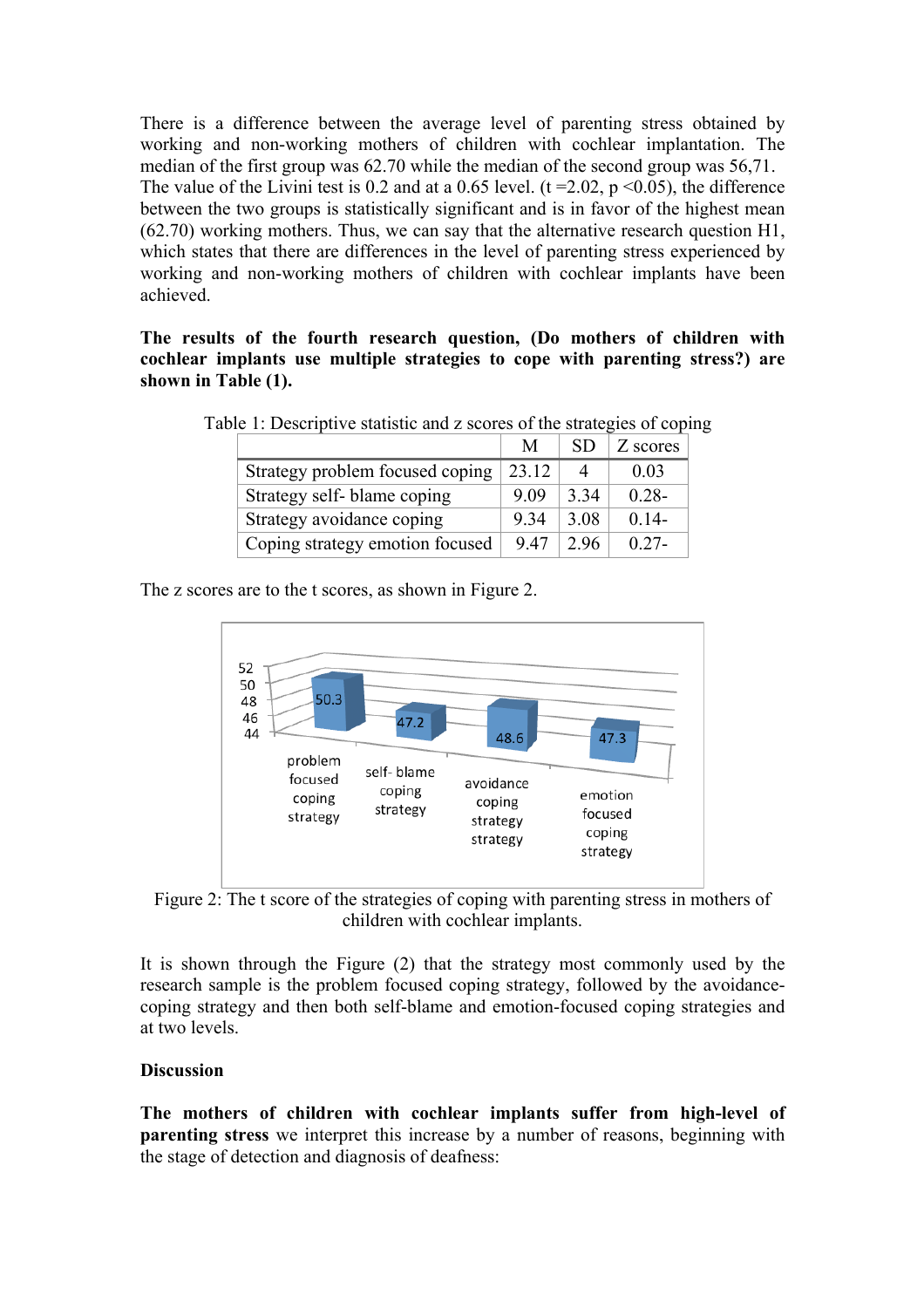There is a difference between the average level of parenting stress obtained by working and non-working mothers of children with cochlear implantation. The median of the first group was 62.70 while the median of the second group was 56,71. The value of the Livini test is 0.2 and at a 0.65 level. ($t = 2.02$, $p < 0.05$), the difference between the two groups is statistically significant and is in favor of the highest mean (62.70) working mothers. Thus, we can say that the alternative research question H1, which states that there are differences in the level of parenting stress experienced by working and non-working mothers of children with cochlear implants have been achieved.

**The results of the fourth research question, (Do mothers of children with cochlear implants use multiple strategies to cope with parenting stress?) are shown in Table (1).**

Table 1: Descriptive statistic and z scores of the strategies of coping

| | M | SD | Z scores |
|---|---|---|---|
| Strategy problem focused coping | 23.12 | 4 | 0.03 |
| Strategy self- blame coping | 9.09 | 3.34 | 0.28- |
| Strategy avoidance coping | 9.34 | 3.08 | 0.14- |
| Coping strategy emotion focused | 9.47 | 2.96 | 0.27- |

The z scores are to the t scores, as shown in Figure 2.

Figure 2: The t score of the strategies of coping with parenting stress in mothers of children with cochlear implants.

It is shown through the Figure (2) that the strategy most commonly used by the research sample is the problem focused coping strategy, followed by the avoidance-coping strategy and then both self-blame and emotion-focused coping strategies and at two levels.

**Discussion**

**The mothers of children with cochlear implants suffer from high-level of parenting stress** we interpret this increase by a number of reasons, beginning with the stage of detection and diagnosis of deafness: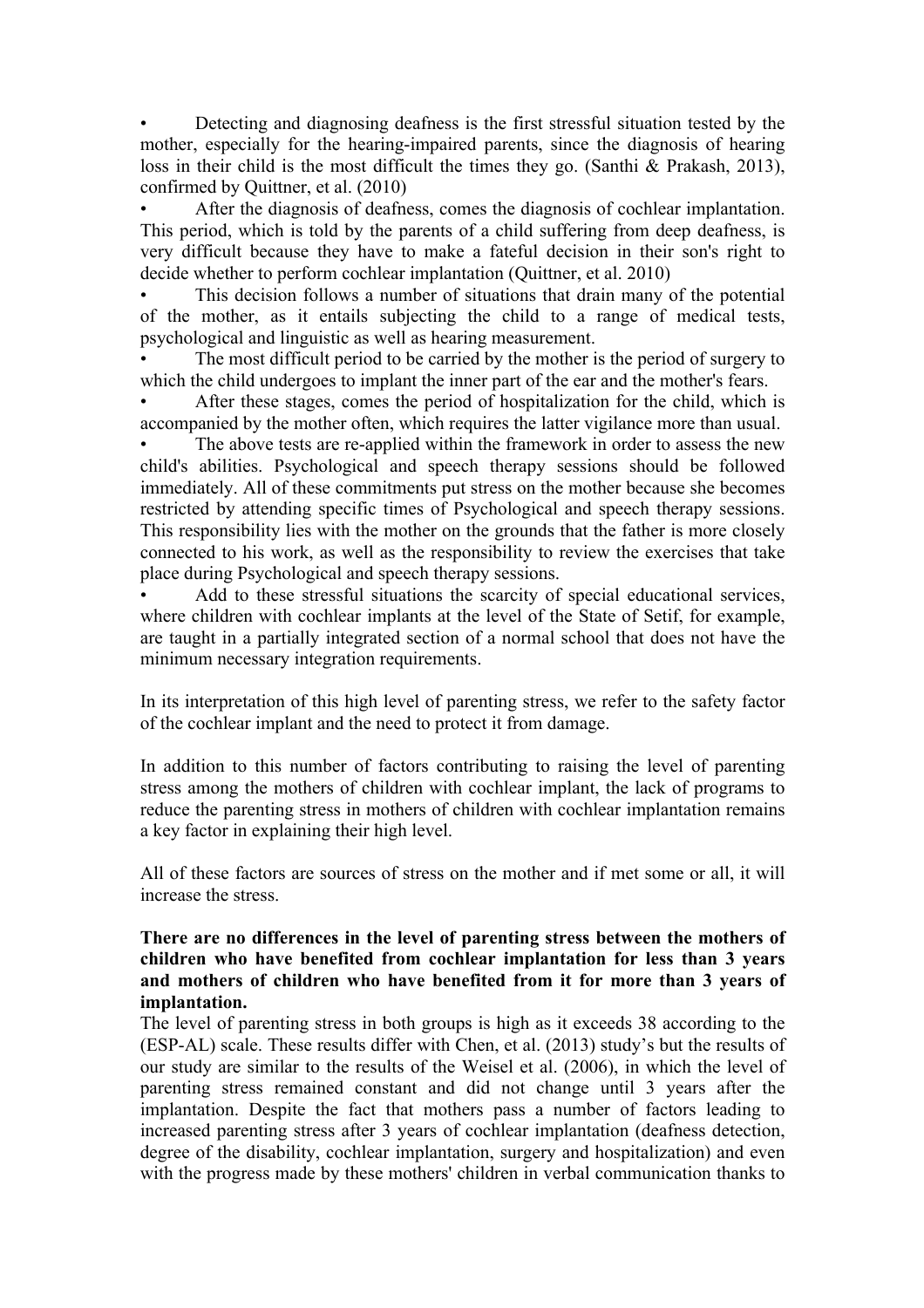- Detecting and diagnosing deafness is the first stressful situation tested by the mother, especially for the hearing-impaired parents, since the diagnosis of hearing loss in their child is the most difficult the times they go. (Santhi & Prakash, 2013), confirmed by Quittner, et al. (2010)
- After the diagnosis of deafness, comes the diagnosis of cochlear implantation. This period, which is told by the parents of a child suffering from deep deafness, is very difficult because they have to make a fateful decision in their son's right to decide whether to perform cochlear implantation (Quittner, et al. 2010)
- This decision follows a number of situations that drain many of the potential of the mother, as it entails subjecting the child to a range of medical tests, psychological and linguistic as well as hearing measurement.
- The most difficult period to be carried by the mother is the period of surgery to which the child undergoes to implant the inner part of the ear and the mother's fears.
- After these stages, comes the period of hospitalization for the child, which is accompanied by the mother often, which requires the latter vigilance more than usual.
- The above tests are re-applied within the framework in order to assess the new child's abilities. Psychological and speech therapy sessions should be followed immediately. All of these commitments put stress on the mother because she becomes restricted by attending specific times of Psychological and speech therapy sessions. This responsibility lies with the mother on the grounds that the father is more closely connected to his work, as well as the responsibility to review the exercises that take place during Psychological and speech therapy sessions.
- Add to these stressful situations the scarcity of special educational services, where children with cochlear implants at the level of the State of Setif, for example, are taught in a partially integrated section of a normal school that does not have the minimum necessary integration requirements.

In its interpretation of this high level of parenting stress, we refer to the safety factor of the cochlear implant and the need to protect it from damage.

In addition to this number of factors contributing to raising the level of parenting stress among the mothers of children with cochlear implant, the lack of programs to reduce the parenting stress in mothers of children with cochlear implantation remains a key factor in explaining their high level.

All of these factors are sources of stress on the mother and if met some or all, it will increase the stress.

**There are no differences in the level of parenting stress between the mothers of children who have benefited from cochlear implantation for less than 3 years and mothers of children who have benefited from it for more than 3 years of implantation.**

The level of parenting stress in both groups is high as it exceeds 38 according to the (ESP-AL) scale. These results differ with Chen, et al. (2013) study's but the results of our study are similar to the results of the Weisel et al. (2006), in which the level of parenting stress remained constant and did not change until 3 years after the implantation. Despite the fact that mothers pass a number of factors leading to increased parenting stress after 3 years of cochlear implantation (deafness detection, degree of the disability, cochlear implantation, surgery and hospitalization) and even with the progress made by these mothers' children in verbal communication thanks to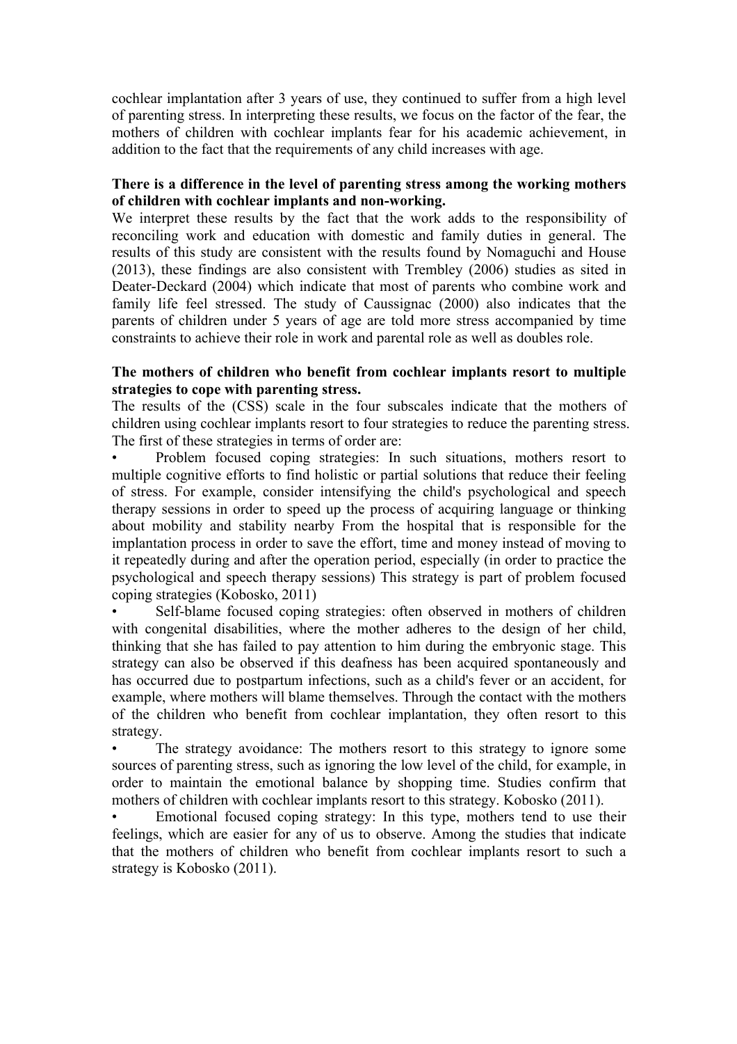cochlear implantation after 3 years of use, they continued to suffer from a high level of parenting stress. In interpreting these results, we focus on the factor of the fear, the mothers of children with cochlear implants fear for his academic achievement, in addition to the fact that the requirements of any child increases with age.

**There is a difference in the level of parenting stress among the working mothers of children with cochlear implants and non-working.**

We interpret these results by the fact that the work adds to the responsibility of reconciling work and education with domestic and family duties in general. The results of this study are consistent with the results found by Nomaguchi and House (2013), these findings are also consistent with Trembley (2006) studies as sited in Deater-Deckard (2004) which indicate that most of parents who combine work and family life feel stressed. The study of Caussignac (2000) also indicates that the parents of children under 5 years of age are told more stress accompanied by time constraints to achieve their role in work and parental role as well as doubles role.

**The mothers of children who benefit from cochlear implants resort to multiple strategies to cope with parenting stress.**

The results of the (CSS) scale in the four subscales indicate that the mothers of children using cochlear implants resort to four strategies to reduce the parenting stress. The first of these strategies in terms of order are:

- Problem focused coping strategies: In such situations, mothers resort to multiple cognitive efforts to find holistic or partial solutions that reduce their feeling of stress. For example, consider intensifying the child's psychological and speech therapy sessions in order to speed up the process of acquiring language or thinking about mobility and stability nearby From the hospital that is responsible for the implantation process in order to save the effort, time and money instead of moving to it repeatedly during and after the operation period, especially (in order to practice the psychological and speech therapy sessions) This strategy is part of problem focused coping strategies (Kobosko, 2011)
- Self-blame focused coping strategies: often observed in mothers of children with congenital disabilities, where the mother adheres to the design of her child, thinking that she has failed to pay attention to him during the embryonic stage. This strategy can also be observed if this deafness has been acquired spontaneously and has occurred due to postpartum infections, such as a child's fever or an accident, for example, where mothers will blame themselves. Through the contact with the mothers of the children who benefit from cochlear implantation, they often resort to this strategy.
- The strategy avoidance: The mothers resort to this strategy to ignore some sources of parenting stress, such as ignoring the low level of the child, for example, in order to maintain the emotional balance by shopping time. Studies confirm that mothers of children with cochlear implants resort to this strategy. Kobosko (2011).
- Emotional focused coping strategy: In this type, mothers tend to use their feelings, which are easier for any of us to observe. Among the studies that indicate that the mothers of children who benefit from cochlear implants resort to such a strategy is Kobosko (2011).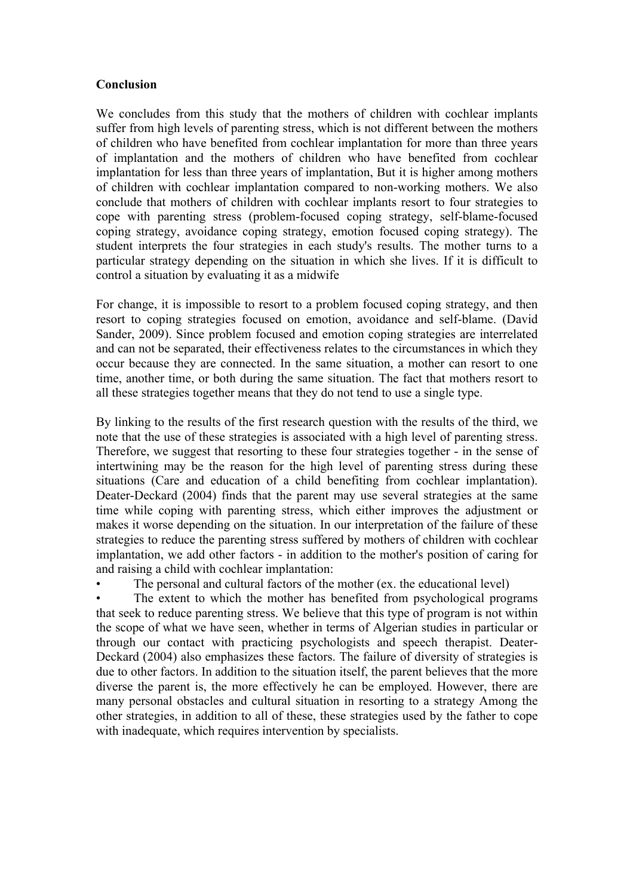**Conclusion**

We concludes from this study that the mothers of children with cochlear implants suffer from high levels of parenting stress, which is not different between the mothers of children who have benefited from cochlear implantation for more than three years of implantation and the mothers of children who have benefited from cochlear implantation for less than three years of implantation, But it is higher among mothers of children with cochlear implantation compared to non-working mothers. We also conclude that mothers of children with cochlear implants resort to four strategies to cope with parenting stress (problem-focused coping strategy, self-blame-focused coping strategy, avoidance coping strategy, emotion focused coping strategy). The student interprets the four strategies in each study's results. The mother turns to a particular strategy depending on the situation in which she lives. If it is difficult to control a situation by evaluating it as a midwife

For change, it is impossible to resort to a problem focused coping strategy, and then resort to coping strategies focused on emotion, avoidance and self-blame. (David Sander, 2009). Since problem focused and emotion coping strategies are interrelated and can not be separated, their effectiveness relates to the circumstances in which they occur because they are connected. In the same situation, a mother can resort to one time, another time, or both during the same situation. The fact that mothers resort to all these strategies together means that they do not tend to use a single type.

By linking to the results of the first research question with the results of the third, we note that the use of these strategies is associated with a high level of parenting stress. Therefore, we suggest that resorting to these four strategies together - in the sense of intertwining may be the reason for the high level of parenting stress during these situations (Care and education of a child benefiting from cochlear implantation). Deater-Deckard (2004) finds that the parent may use several strategies at the same time while coping with parenting stress, which either improves the adjustment or makes it worse depending on the situation. In our interpretation of the failure of these strategies to reduce the parenting stress suffered by mothers of children with cochlear implantation, we add other factors - in addition to the mother's position of caring for and raising a child with cochlear implantation:

- The personal and cultural factors of the mother (ex. the educational level)
- The extent to which the mother has benefited from psychological programs that seek to reduce parenting stress. We believe that this type of program is not within the scope of what we have seen, whether in terms of Algerian studies in particular or through our contact with practicing psychologists and speech therapist. Deater-Deckard (2004) also emphasizes these factors. The failure of diversity of strategies is due to other factors. In addition to the situation itself, the parent believes that the more diverse the parent is, the more effectively he can be employed. However, there are many personal obstacles and cultural situation in resorting to a strategy Among the other strategies, in addition to all of these, these strategies used by the father to cope with inadequate, which requires intervention by specialists.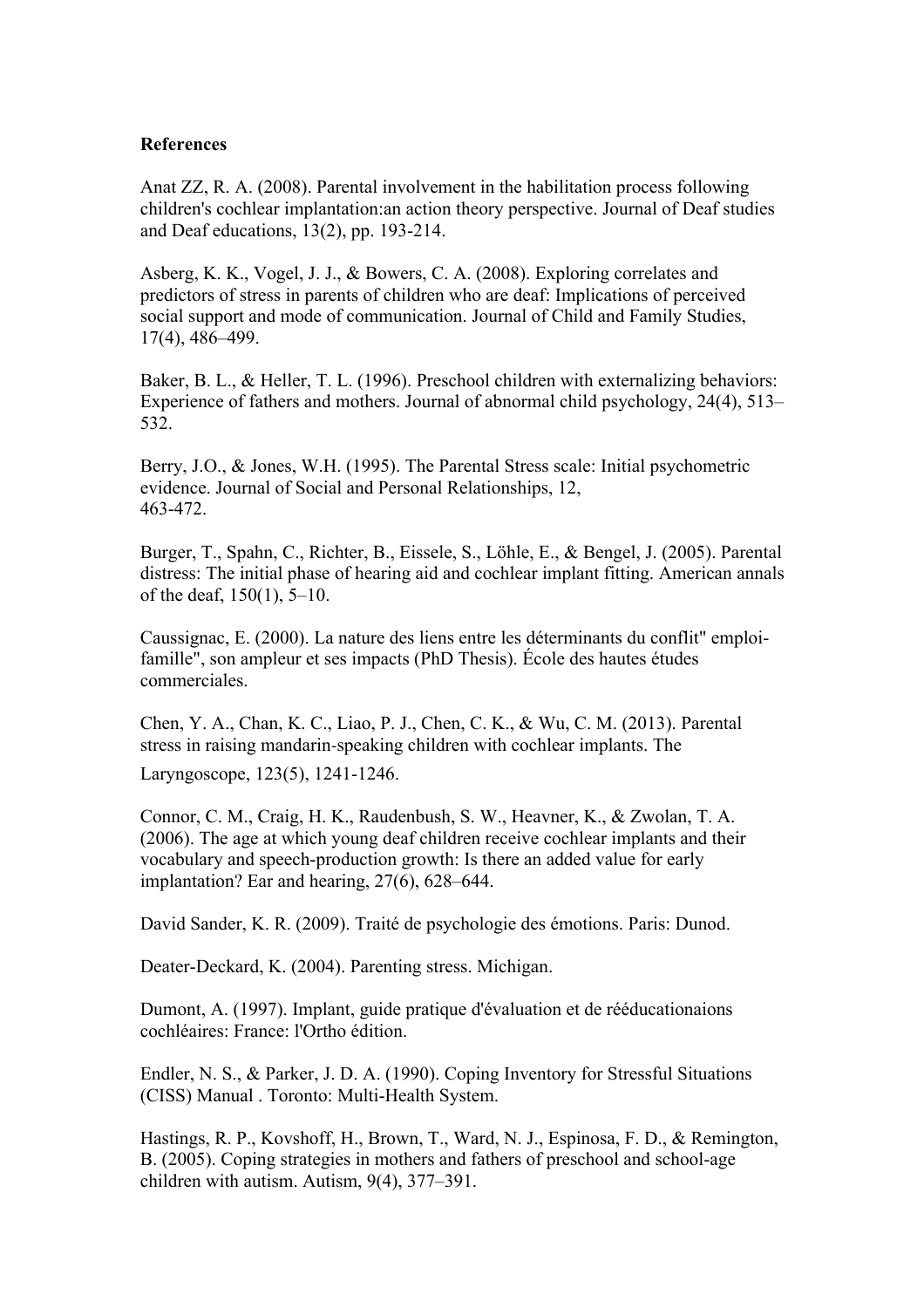**References**

Anat ZZ, R. A. (2008). Parental involvement in the habilitation process following children's cochlear implantation:an action theory perspective. Journal of Deaf studies and Deaf educations, 13(2), pp. 193-214.

Asberg, K. K., Vogel, J. J., & Bowers, C. A. (2008). Exploring correlates and predictors of stress in parents of children who are deaf: Implications of perceived social support and mode of communication. Journal of Child and Family Studies, 17(4), 486–499.

Baker, B. L., & Heller, T. L. (1996). Preschool children with externalizing behaviors: Experience of fathers and mothers. Journal of abnormal child psychology, 24(4), 513–532.

Berry, J.O., & Jones, W.H. (1995). The Parental Stress scale: Initial psychometric evidence. Journal of Social and Personal Relationships, 12, 463-472.

Burger, T., Spahn, C., Richter, B., Eissele, S., Löhle, E., & Bengel, J. (2005). Parental distress: The initial phase of hearing aid and cochlear implant fitting. American annals of the deaf, 150(1), 5–10.

Caussignac, E. (2000). La nature des liens entre les déterminants du conflit" emploi-famille", son ampleur et ses impacts (PhD Thesis). École des hautes études commerciales.

Chen, Y. A., Chan, K. C., Liao, P. J., Chen, C. K., & Wu, C. M. (2013). Parental stress in raising mandarin-speaking children with cochlear implants. The Laryngoscope, 123(5), 1241-1246.

Connor, C. M., Craig, H. K., Raudenbush, S. W., Heavner, K., & Zwolan, T. A. (2006). The age at which young deaf children receive cochlear implants and their vocabulary and speech-production growth: Is there an added value for early implantation? Ear and hearing, 27(6), 628–644.

David Sander, K. R. (2009). Traité de psychologie des émotions. Paris: Dunod.

Deater-Deckard, K. (2004). Parenting stress. Michigan.

Dumont, A. (1997). Implant, guide pratique d'évaluation et de rééducationaions cochléaires: France: l'Ortho édition.

Endler, N. S., & Parker, J. D. A. (1990). Coping Inventory for Stressful Situations (CISS) Manual . Toronto: Multi-Health System.

Hastings, R. P., Kovshoff, H., Brown, T., Ward, N. J., Espinosa, F. D., & Remington, B. (2005). Coping strategies in mothers and fathers of preschool and school-age children with autism. Autism, 9(4), 377–391.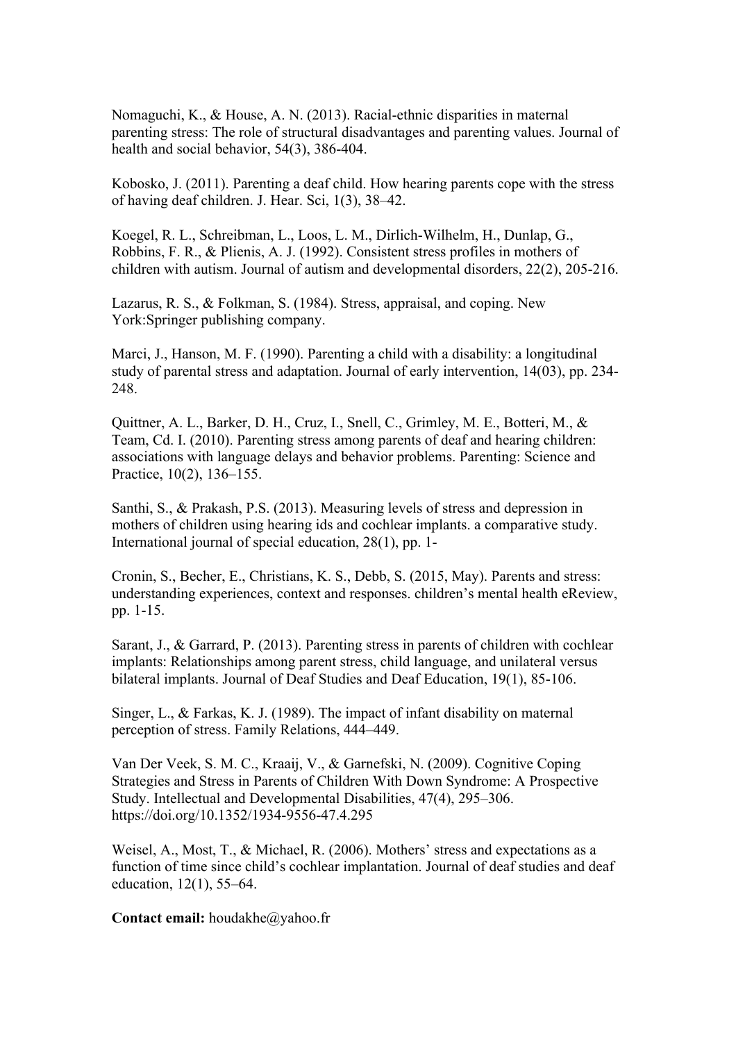Nomaguchi, K., & House, A. N. (2013). Racial-ethnic disparities in maternal parenting stress: The role of structural disadvantages and parenting values. Journal of health and social behavior, 54(3), 386-404.

Kobosko, J. (2011). Parenting a deaf child. How hearing parents cope with the stress of having deaf children. J. Hear. Sci, 1(3), 38–42.

Koegel, R. L., Schreibman, L., Loos, L. M., Dirlich-Wilhelm, H., Dunlap, G., Robbins, F. R., & Plienis, A. J. (1992). Consistent stress profiles in mothers of children with autism. Journal of autism and developmental disorders, 22(2), 205-216.

Lazarus, R. S., & Folkman, S. (1984). Stress, appraisal, and coping. New York:Springer publishing company.

Marci, J., Hanson, M. F. (1990). Parenting a child with a disability: a longitudinal study of parental stress and adaptation. Journal of early intervention, 14(03), pp. 234-248.

Quittner, A. L., Barker, D. H., Cruz, I., Snell, C., Grimley, M. E., Botteri, M., & Team, Cd. I. (2010). Parenting stress among parents of deaf and hearing children: associations with language delays and behavior problems. Parenting: Science and Practice, 10(2), 136–155.

Santhi, S., & Prakash, P.S. (2013). Measuring levels of stress and depression in mothers of children using hearing ids and cochlear implants. a comparative study. International journal of special education, 28(1), pp. 1-

Cronin, S., Becher, E., Christians, K. S., Debb, S. (2015, May). Parents and stress: understanding experiences, context and responses. children's mental health eReview, pp. 1-15.

Sarant, J., & Garrard, P. (2013). Parenting stress in parents of children with cochlear implants: Relationships among parent stress, child language, and unilateral versus bilateral implants. Journal of Deaf Studies and Deaf Education, 19(1), 85-106.

Singer, L., & Farkas, K. J. (1989). The impact of infant disability on maternal perception of stress. Family Relations, 444–449.

Van Der Veek, S. M. C., Kraaij, V., & Garnefski, N. (2009). Cognitive Coping Strategies and Stress in Parents of Children With Down Syndrome: A Prospective Study. Intellectual and Developmental Disabilities, 47(4), 295–306. https://doi.org/10.1352/1934-9556-47.4.295

Weisel, A., Most, T., & Michael, R. (2006). Mothers' stress and expectations as a function of time since child's cochlear implantation. Journal of deaf studies and deaf education, 12(1), 55–64.

**Contact email:** houdakhe@yahoo.fr